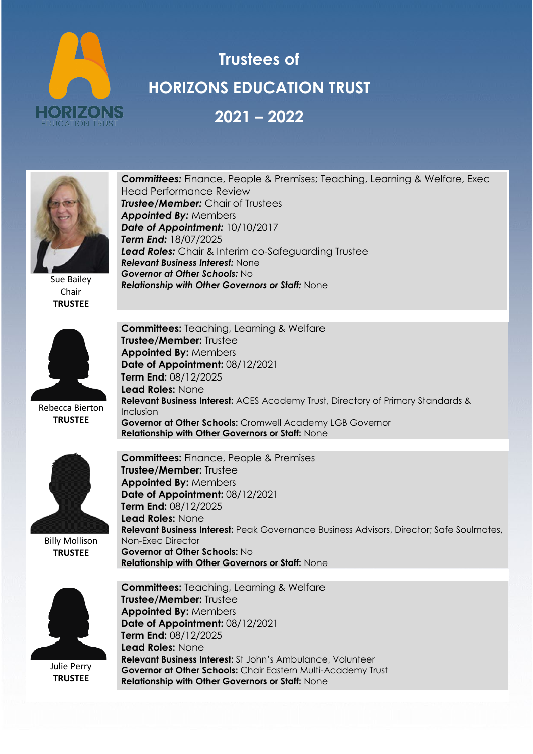# Trustees of HORIZONS EDUCATION TRUST 2021 – 2022

**Sue Bailey**
Chair
**TRUSTEE**

***Committees:*** Finance, People & Premises; Teaching, Learning & Welfare, Exec Head Performance Review
***Trustee/Member:*** Chair of Trustees
***Appointed By:*** Members
***Date of Appointment:*** 10/10/2017
***Term End:*** 18/07/2025
***Lead Roles:*** Chair & Interim co-Safeguarding Trustee
***Relevant Business Interest:*** None
***Governor at Other Schools:*** No
***Relationship with Other Governors or Staff:*** None

**Rebecca Bierton**
**TRUSTEE**

**Committees:** Teaching, Learning & Welfare
**Trustee/Member:** Trustee
**Appointed By:** Members
**Date of Appointment:** 08/12/2021
**Term End:** 08/12/2025
**Lead Roles:** None
**Relevant Business Interest:** ACES Academy Trust, Directory of Primary Standards & Inclusion
**Governor at Other Schools:** Cromwell Academy LGB Governor
**Relationship with Other Governors or Staff:** None

**Billy Mollison**
**TRUSTEE**

**Committees:** Finance, People & Premises
**Trustee/Member:** Trustee
**Appointed By:** Members
**Date of Appointment:** 08/12/2021
**Term End:** 08/12/2025
**Lead Roles:** None
**Relevant Business Interest:** Peak Governance Business Advisors, Director; Safe Soulmates, Non-Exec Director
**Governor at Other Schools:** No
**Relationship with Other Governors or Staff:** None

**Julie Perry**
**TRUSTEE**

**Committees:** Teaching, Learning & Welfare
**Trustee/Member:** Trustee
**Appointed By:** Members
**Date of Appointment:** 08/12/2021
**Term End:** 08/12/2025
**Lead Roles:** None
**Relevant Business Interest:** St John's Ambulance, Volunteer
**Governor at Other Schools:** Chair Eastern Multi-Academy Trust
**Relationship with Other Governors or Staff:** None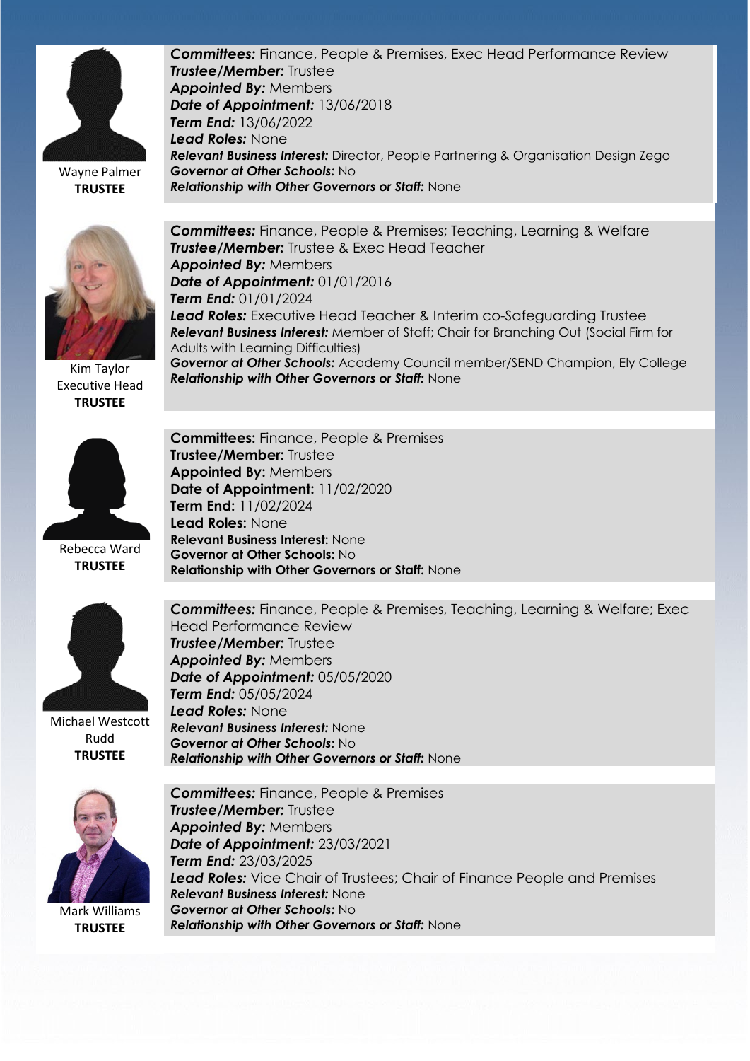**Wayne Palmer**
**TRUSTEE**

***Committees:*** Finance, People & Premises, Exec Head Performance Review
***Trustee/Member:*** Trustee
***Appointed By:*** Members
***Date of Appointment:*** 13/06/2018
***Term End:*** 13/06/2022
***Lead Roles:*** None
***Relevant Business Interest:*** Director, People Partnering & Organisation Design Zego
***Governor at Other Schools:*** No
***Relationship with Other Governors or Staff:*** None

**Kim Taylor**
Executive Head
**TRUSTEE**

***Committees:*** Finance, People & Premises; Teaching, Learning & Welfare
***Trustee/Member:*** Trustee & Exec Head Teacher
***Appointed By:*** Members
***Date of Appointment:*** 01/01/2016
***Term End:*** 01/01/2024
***Lead Roles:*** Executive Head Teacher & Interim co-Safeguarding Trustee
***Relevant Business Interest:*** Member of Staff; Chair for Branching Out (Social Firm for Adults with Learning Difficulties)
***Governor at Other Schools:*** Academy Council member/SEND Champion, Ely College
***Relationship with Other Governors or Staff:*** None

**Rebecca Ward**
**TRUSTEE**

**Committees:** Finance, People & Premises
**Trustee/Member:** Trustee
**Appointed By:** Members
**Date of Appointment:** 11/02/2020
**Term End:** 11/02/2024
**Lead Roles:** None
**Relevant Business Interest:** None
**Governor at Other Schools:** No
**Relationship with Other Governors or Staff:** None

**Michael Westcott Rudd**
**TRUSTEE**

***Committees:*** Finance, People & Premises, Teaching, Learning & Welfare; Exec Head Performance Review
***Trustee/Member:*** Trustee
***Appointed By:*** Members
***Date of Appointment:*** 05/05/2020
***Term End:*** 05/05/2024
***Lead Roles:*** None
***Relevant Business Interest:*** None
***Governor at Other Schools:*** No
***Relationship with Other Governors or Staff:*** None

**Mark Williams**
**TRUSTEE**

***Committees:*** Finance, People & Premises
***Trustee/Member:*** Trustee
***Appointed By:*** Members
***Date of Appointment:*** 23/03/2021
***Term End:*** 23/03/2025
***Lead Roles:*** Vice Chair of Trustees; Chair of Finance People and Premises
***Relevant Business Interest:*** None
***Governor at Other Schools:*** No
***Relationship with Other Governors or Staff:*** None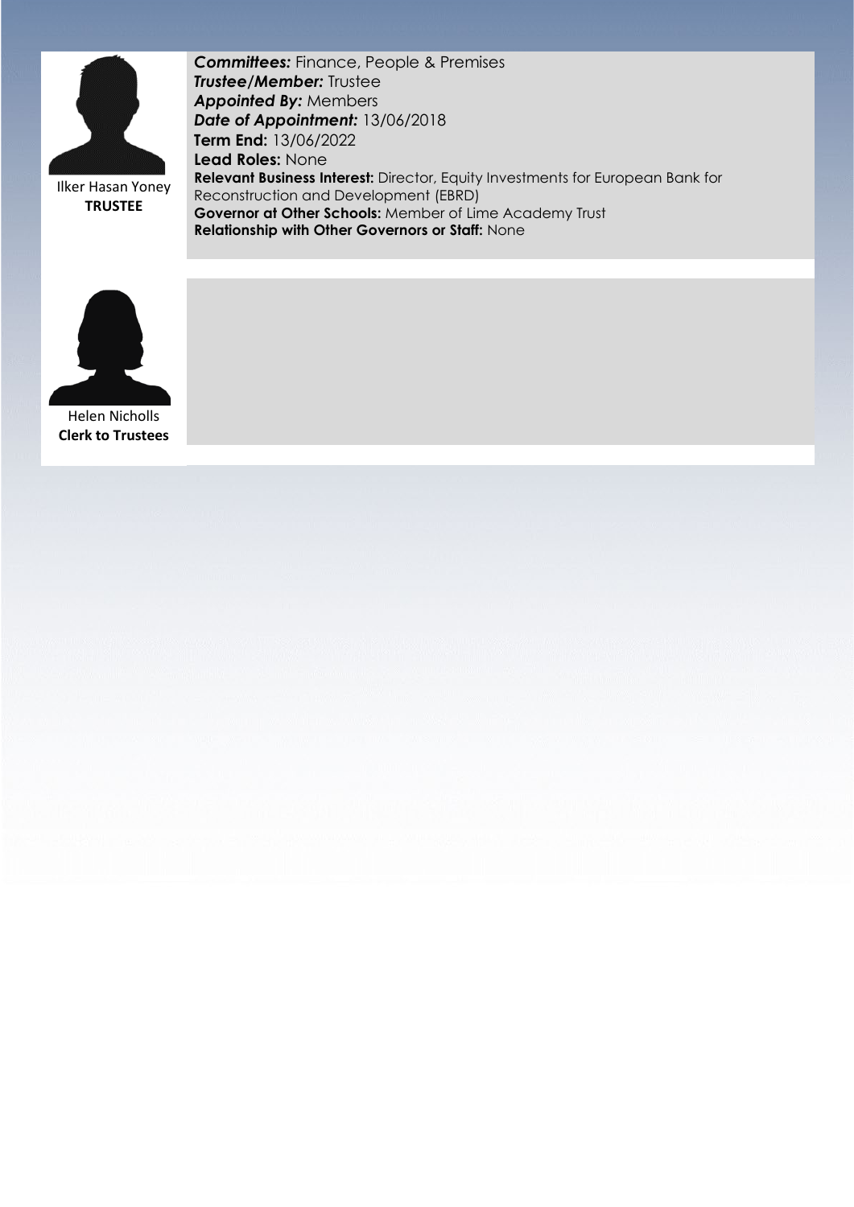Ilker Hasan Yoney
**TRUSTEE**

***Committees:*** Finance, People & Premises
***Trustee/Member:*** Trustee
***Appointed By:*** Members
***Date of Appointment:*** 13/06/2018
**Term End:** 13/06/2022
**Lead Roles:** None
**Relevant Business Interest:** Director, Equity Investments for European Bank for Reconstruction and Development (EBRD)
**Governor at Other Schools:** Member of Lime Academy Trust
**Relationship with Other Governors or Staff:** None

Helen Nicholls
**Clerk to Trustees**